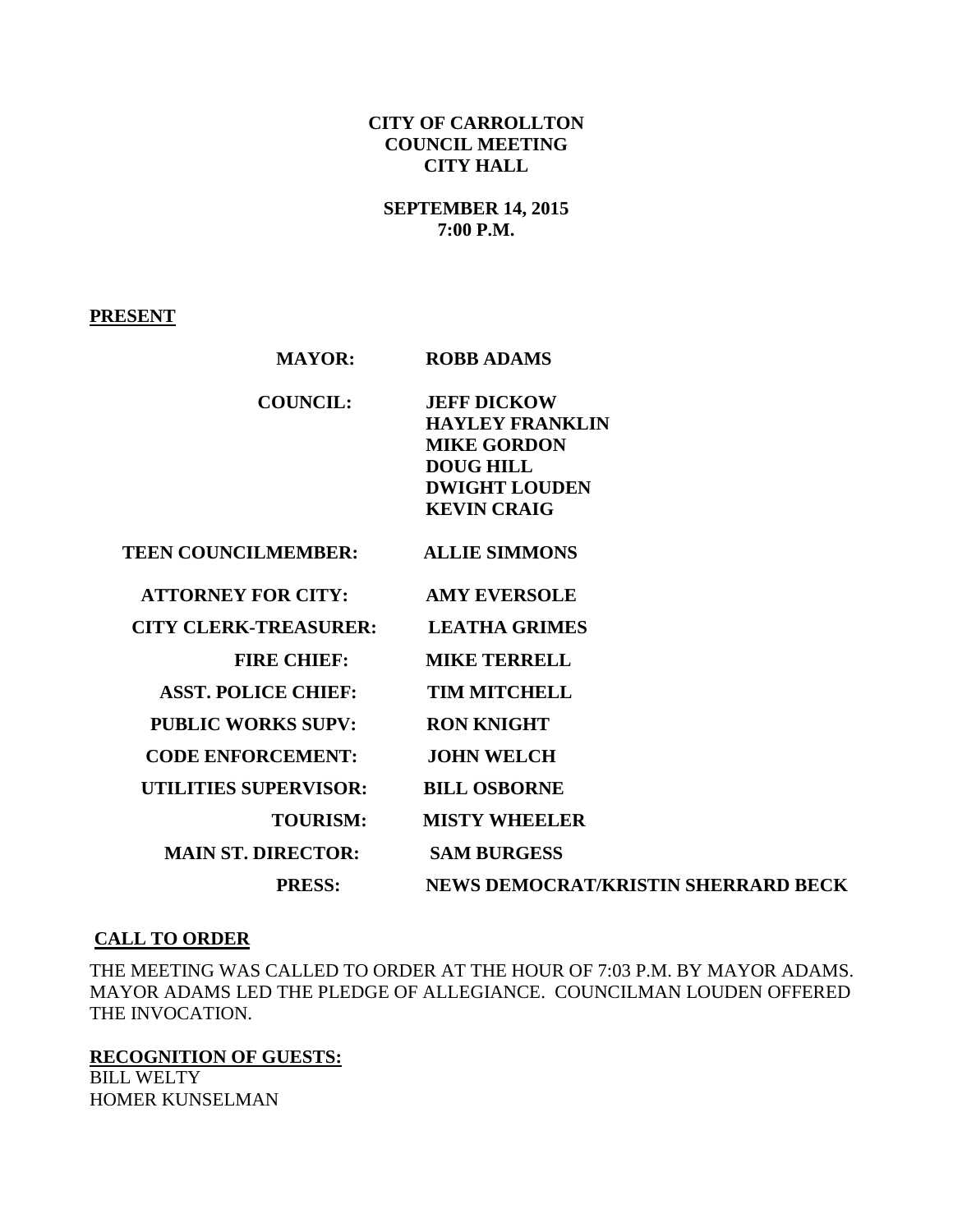**CITY OF CARROLLTON**
**COUNCIL MEETING**
**CITY HALL**

**SEPTEMBER 14, 2015**
**7:00 P.M.**

**PRESENT**

| | |
|---|---|
| **MAYOR:** | **ROBB ADAMS** |
| **COUNCIL:** | **JEFF DICKOW**<br>**HAYLEY FRANKLIN**<br>**MIKE GORDON**<br>**DOUG HILL**<br>**DWIGHT LOUDEN**<br>**KEVIN CRAIG** |
| **TEEN COUNCILMEMBER:** | **ALLIE SIMMONS** |
| **ATTORNEY FOR CITY:** | **AMY EVERSOLE** |
| **CITY CLERK-TREASURER:** | **LEATHA GRIMES** |
| **FIRE CHIEF:** | **MIKE TERRELL** |
| **ASST. POLICE CHIEF:** | **TIM MITCHELL** |
| **PUBLIC WORKS SUPV:** | **RON KNIGHT** |
| **CODE ENFORCEMENT:** | **JOHN WELCH** |
| **UTILITIES SUPERVISOR:** | **BILL OSBORNE** |
| **TOURISM:** | **MISTY WHEELER** |
| **MAIN ST. DIRECTOR:** | **SAM BURGESS** |
| **PRESS:** | **NEWS DEMOCRAT/KRISTIN SHERRARD BECK** |

**CALL TO ORDER**

THE MEETING WAS CALLED TO ORDER AT THE HOUR OF 7:03 P.M. BY MAYOR ADAMS. MAYOR ADAMS LED THE PLEDGE OF ALLEGIANCE. COUNCILMAN LOUDEN OFFERED THE INVOCATION.

**RECOGNITION OF GUESTS:**

BILL WELTY
HOMER KUNSELMAN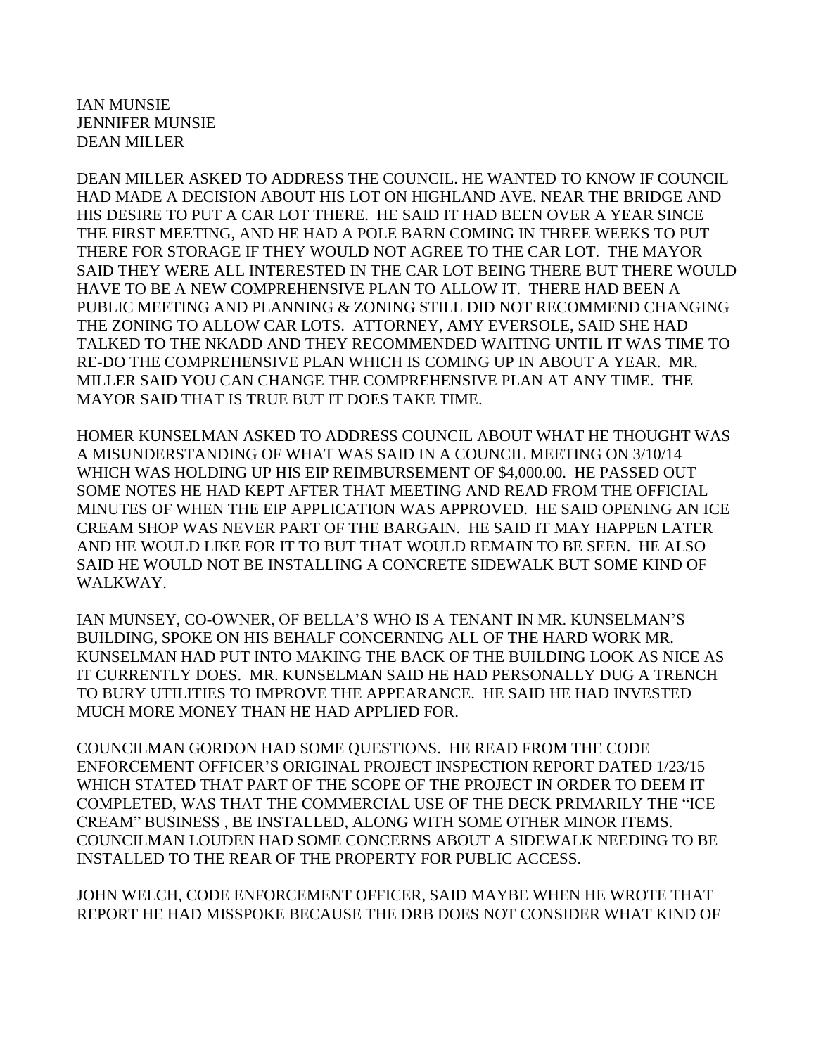IAN MUNSIE
JENNIFER MUNSIE
DEAN MILLER

DEAN MILLER ASKED TO ADDRESS THE COUNCIL. HE WANTED TO KNOW IF COUNCIL HAD MADE A DECISION ABOUT HIS LOT ON HIGHLAND AVE. NEAR THE BRIDGE AND HIS DESIRE TO PUT A CAR LOT THERE. HE SAID IT HAD BEEN OVER A YEAR SINCE THE FIRST MEETING, AND HE HAD A POLE BARN COMING IN THREE WEEKS TO PUT THERE FOR STORAGE IF THEY WOULD NOT AGREE TO THE CAR LOT. THE MAYOR SAID THEY WERE ALL INTERESTED IN THE CAR LOT BEING THERE BUT THERE WOULD HAVE TO BE A NEW COMPREHENSIVE PLAN TO ALLOW IT. THERE HAD BEEN A PUBLIC MEETING AND PLANNING & ZONING STILL DID NOT RECOMMEND CHANGING THE ZONING TO ALLOW CAR LOTS. ATTORNEY, AMY EVERSOLE, SAID SHE HAD TALKED TO THE NKADD AND THEY RECOMMENDED WAITING UNTIL IT WAS TIME TO RE-DO THE COMPREHENSIVE PLAN WHICH IS COMING UP IN ABOUT A YEAR. MR. MILLER SAID YOU CAN CHANGE THE COMPREHENSIVE PLAN AT ANY TIME. THE MAYOR SAID THAT IS TRUE BUT IT DOES TAKE TIME.

HOMER KUNSELMAN ASKED TO ADDRESS COUNCIL ABOUT WHAT HE THOUGHT WAS A MISUNDERSTANDING OF WHAT WAS SAID IN A COUNCIL MEETING ON 3/10/14 WHICH WAS HOLDING UP HIS EIP REIMBURSEMENT OF $4,000.00. HE PASSED OUT SOME NOTES HE HAD KEPT AFTER THAT MEETING AND READ FROM THE OFFICIAL MINUTES OF WHEN THE EIP APPLICATION WAS APPROVED. HE SAID OPENING AN ICE CREAM SHOP WAS NEVER PART OF THE BARGAIN. HE SAID IT MAY HAPPEN LATER AND HE WOULD LIKE FOR IT TO BUT THAT WOULD REMAIN TO BE SEEN. HE ALSO SAID HE WOULD NOT BE INSTALLING A CONCRETE SIDEWALK BUT SOME KIND OF WALKWAY.

IAN MUNSEY, CO-OWNER, OF BELLA'S WHO IS A TENANT IN MR. KUNSELMAN'S BUILDING, SPOKE ON HIS BEHALF CONCERNING ALL OF THE HARD WORK MR. KUNSELMAN HAD PUT INTO MAKING THE BACK OF THE BUILDING LOOK AS NICE AS IT CURRENTLY DOES. MR. KUNSELMAN SAID HE HAD PERSONALLY DUG A TRENCH TO BURY UTILITIES TO IMPROVE THE APPEARANCE. HE SAID HE HAD INVESTED MUCH MORE MONEY THAN HE HAD APPLIED FOR.

COUNCILMAN GORDON HAD SOME QUESTIONS. HE READ FROM THE CODE ENFORCEMENT OFFICER'S ORIGINAL PROJECT INSPECTION REPORT DATED 1/23/15 WHICH STATED THAT PART OF THE SCOPE OF THE PROJECT IN ORDER TO DEEM IT COMPLETED, WAS THAT THE COMMERCIAL USE OF THE DECK PRIMARILY THE "ICE CREAM" BUSINESS , BE INSTALLED, ALONG WITH SOME OTHER MINOR ITEMS. COUNCILMAN LOUDEN HAD SOME CONCERNS ABOUT A SIDEWALK NEEDING TO BE INSTALLED TO THE REAR OF THE PROPERTY FOR PUBLIC ACCESS.

JOHN WELCH, CODE ENFORCEMENT OFFICER, SAID MAYBE WHEN HE WROTE THAT REPORT HE HAD MISSPOKE BECAUSE THE DRB DOES NOT CONSIDER WHAT KIND OF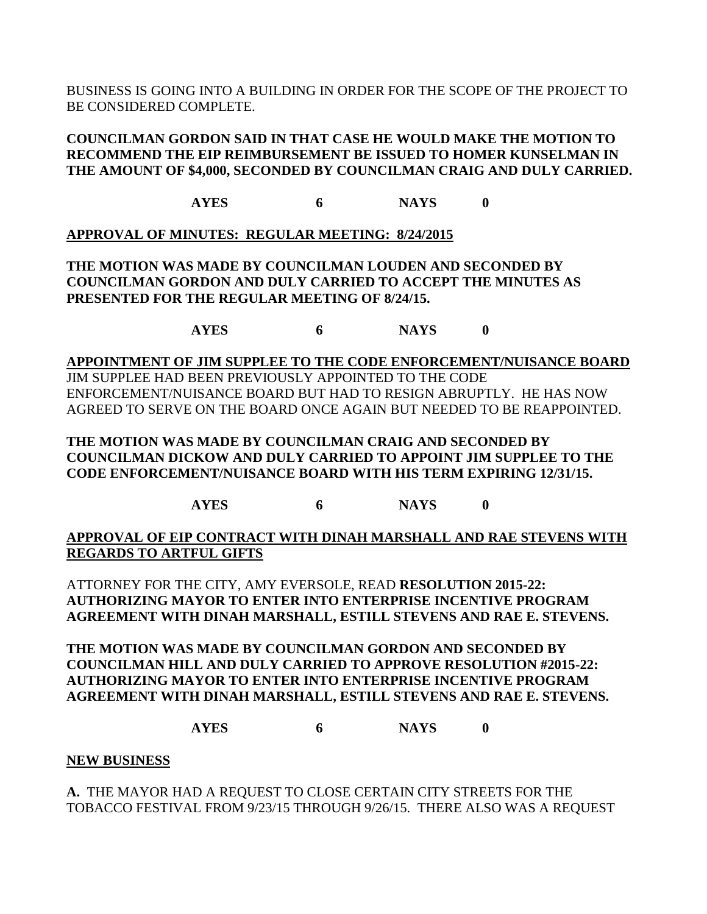BUSINESS IS GOING INTO A BUILDING IN ORDER FOR THE SCOPE OF THE PROJECT TO BE CONSIDERED COMPLETE.

**COUNCILMAN GORDON SAID IN THAT CASE HE WOULD MAKE THE MOTION TO RECOMMEND THE EIP REIMBURSEMENT BE ISSUED TO HOMER KUNSELMAN IN THE AMOUNT OF $4,000, SECONDED BY COUNCILMAN CRAIG AND DULY CARRIED.**

**AYES 6 NAYS 0**

**APPROVAL OF MINUTES: REGULAR MEETING: 8/24/2015**

**THE MOTION WAS MADE BY COUNCILMAN LOUDEN AND SECONDED BY COUNCILMAN GORDON AND DULY CARRIED TO ACCEPT THE MINUTES AS PRESENTED FOR THE REGULAR MEETING OF 8/24/15.**

**AYES 6 NAYS 0**

**APPOINTMENT OF JIM SUPPLEE TO THE CODE ENFORCEMENT/NUISANCE BOARD**

JIM SUPPLEE HAD BEEN PREVIOUSLY APPOINTED TO THE CODE ENFORCEMENT/NUISANCE BOARD BUT HAD TO RESIGN ABRUPTLY. HE HAS NOW AGREED TO SERVE ON THE BOARD ONCE AGAIN BUT NEEDED TO BE REAPPOINTED.

**THE MOTION WAS MADE BY COUNCILMAN CRAIG AND SECONDED BY COUNCILMAN DICKOW AND DULY CARRIED TO APPOINT JIM SUPPLEE TO THE CODE ENFORCEMENT/NUISANCE BOARD WITH HIS TERM EXPIRING 12/31/15.**

**AYES 6 NAYS 0**

**APPROVAL OF EIP CONTRACT WITH DINAH MARSHALL AND RAE STEVENS WITH REGARDS TO ARTFUL GIFTS**

ATTORNEY FOR THE CITY, AMY EVERSOLE, READ **RESOLUTION 2015-22: AUTHORIZING MAYOR TO ENTER INTO ENTERPRISE INCENTIVE PROGRAM AGREEMENT WITH DINAH MARSHALL, ESTILL STEVENS AND RAE E. STEVENS.**

**THE MOTION WAS MADE BY COUNCILMAN GORDON AND SECONDED BY COUNCILMAN HILL AND DULY CARRIED TO APPROVE RESOLUTION #2015-22: AUTHORIZING MAYOR TO ENTER INTO ENTERPRISE INCENTIVE PROGRAM AGREEMENT WITH DINAH MARSHALL, ESTILL STEVENS AND RAE E. STEVENS.**

**AYES 6 NAYS 0**

**NEW BUSINESS**

**A.** THE MAYOR HAD A REQUEST TO CLOSE CERTAIN CITY STREETS FOR THE TOBACCO FESTIVAL FROM 9/23/15 THROUGH 9/26/15. THERE ALSO WAS A REQUEST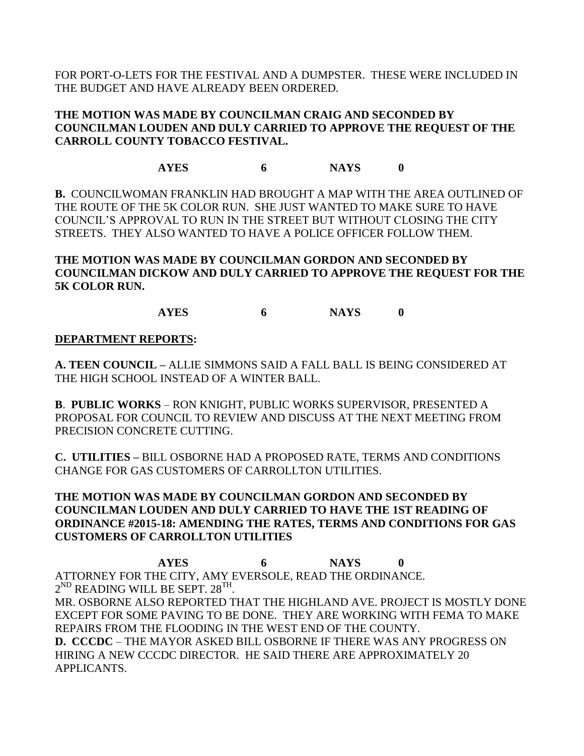FOR PORT-O-LETS FOR THE FESTIVAL AND A DUMPSTER. THESE WERE INCLUDED IN THE BUDGET AND HAVE ALREADY BEEN ORDERED.

**THE MOTION WAS MADE BY COUNCILMAN CRAIG AND SECONDED BY COUNCILMAN LOUDEN AND DULY CARRIED TO APPROVE THE REQUEST OF THE CARROLL COUNTY TOBACCO FESTIVAL.**

**AYES 6 NAYS 0**

**B.** COUNCILWOMAN FRANKLIN HAD BROUGHT A MAP WITH THE AREA OUTLINED OF THE ROUTE OF THE 5K COLOR RUN. SHE JUST WANTED TO MAKE SURE TO HAVE COUNCIL'S APPROVAL TO RUN IN THE STREET BUT WITHOUT CLOSING THE CITY STREETS. THEY ALSO WANTED TO HAVE A POLICE OFFICER FOLLOW THEM.

**THE MOTION WAS MADE BY COUNCILMAN GORDON AND SECONDED BY COUNCILMAN DICKOW AND DULY CARRIED TO APPROVE THE REQUEST FOR THE 5K COLOR RUN.**

**AYES 6 NAYS 0**

**DEPARTMENT REPORTS:**

**A. TEEN COUNCIL –** ALLIE SIMMONS SAID A FALL BALL IS BEING CONSIDERED AT THE HIGH SCHOOL INSTEAD OF A WINTER BALL.

**B. PUBLIC WORKS** – RON KNIGHT, PUBLIC WORKS SUPERVISOR, PRESENTED A PROPOSAL FOR COUNCIL TO REVIEW AND DISCUSS AT THE NEXT MEETING FROM PRECISION CONCRETE CUTTING.

**C. UTILITIES –** BILL OSBORNE HAD A PROPOSED RATE, TERMS AND CONDITIONS CHANGE FOR GAS CUSTOMERS OF CARROLLTON UTILITIES.

**THE MOTION WAS MADE BY COUNCILMAN GORDON AND SECONDED BY COUNCILMAN LOUDEN AND DULY CARRIED TO HAVE THE 1ST READING OF ORDINANCE #2015-18: AMENDING THE RATES, TERMS AND CONDITIONS FOR GAS CUSTOMERS OF CARROLLTON UTILITIES**

**AYES 6 NAYS 0**

ATTORNEY FOR THE CITY, AMY EVERSOLE, READ THE ORDINANCE.
2ND READING WILL BE SEPT. 28TH.
MR. OSBORNE ALSO REPORTED THAT THE HIGHLAND AVE. PROJECT IS MOSTLY DONE EXCEPT FOR SOME PAVING TO BE DONE. THEY ARE WORKING WITH FEMA TO MAKE REPAIRS FROM THE FLOODING IN THE WEST END OF THE COUNTY.
**D. CCCDC** – THE MAYOR ASKED BILL OSBORNE IF THERE WAS ANY PROGRESS ON HIRING A NEW CCCDC DIRECTOR. HE SAID THERE ARE APPROXIMATELY 20 APPLICANTS.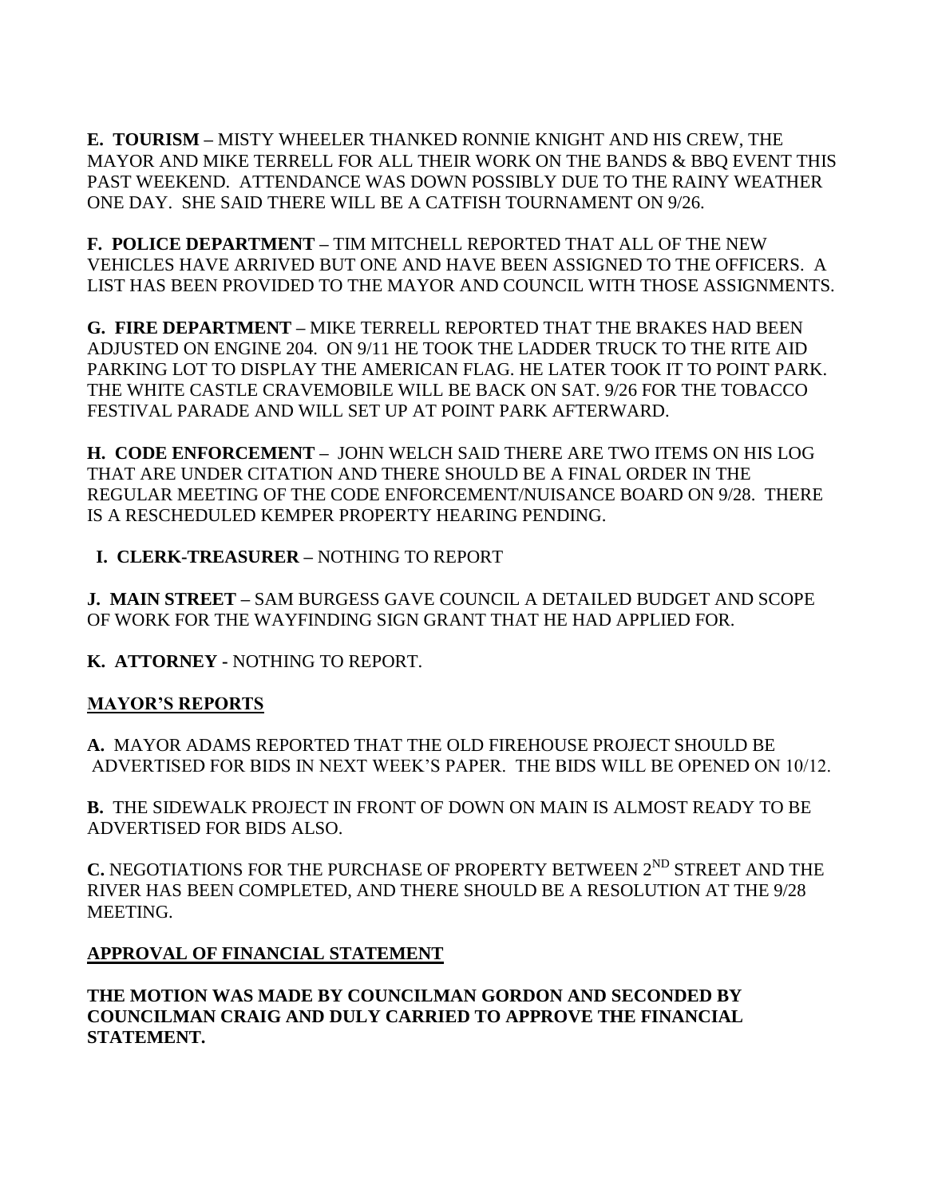**E. TOURISM –** MISTY WHEELER THANKED RONNIE KNIGHT AND HIS CREW, THE MAYOR AND MIKE TERRELL FOR ALL THEIR WORK ON THE BANDS & BBQ EVENT THIS PAST WEEKEND. ATTENDANCE WAS DOWN POSSIBLY DUE TO THE RAINY WEATHER ONE DAY. SHE SAID THERE WILL BE A CATFISH TOURNAMENT ON 9/26.

**F. POLICE DEPARTMENT –** TIM MITCHELL REPORTED THAT ALL OF THE NEW VEHICLES HAVE ARRIVED BUT ONE AND HAVE BEEN ASSIGNED TO THE OFFICERS. A LIST HAS BEEN PROVIDED TO THE MAYOR AND COUNCIL WITH THOSE ASSIGNMENTS.

**G. FIRE DEPARTMENT –** MIKE TERRELL REPORTED THAT THE BRAKES HAD BEEN ADJUSTED ON ENGINE 204. ON 9/11 HE TOOK THE LADDER TRUCK TO THE RITE AID PARKING LOT TO DISPLAY THE AMERICAN FLAG. HE LATER TOOK IT TO POINT PARK. THE WHITE CASTLE CRAVEMOBILE WILL BE BACK ON SAT. 9/26 FOR THE TOBACCO FESTIVAL PARADE AND WILL SET UP AT POINT PARK AFTERWARD.

**H. CODE ENFORCEMENT –** JOHN WELCH SAID THERE ARE TWO ITEMS ON HIS LOG THAT ARE UNDER CITATION AND THERE SHOULD BE A FINAL ORDER IN THE REGULAR MEETING OF THE CODE ENFORCEMENT/NUISANCE BOARD ON 9/28. THERE IS A RESCHEDULED KEMPER PROPERTY HEARING PENDING.

**I. CLERK-TREASURER –** NOTHING TO REPORT

**J. MAIN STREET –** SAM BURGESS GAVE COUNCIL A DETAILED BUDGET AND SCOPE OF WORK FOR THE WAYFINDING SIGN GRANT THAT HE HAD APPLIED FOR.

**K. ATTORNEY -** NOTHING TO REPORT.

**MAYOR'S REPORTS**

**A.** MAYOR ADAMS REPORTED THAT THE OLD FIREHOUSE PROJECT SHOULD BE ADVERTISED FOR BIDS IN NEXT WEEK'S PAPER. THE BIDS WILL BE OPENED ON 10/12.

**B.** THE SIDEWALK PROJECT IN FRONT OF DOWN ON MAIN IS ALMOST READY TO BE ADVERTISED FOR BIDS ALSO.

**C.** NEGOTIATIONS FOR THE PURCHASE OF PROPERTY BETWEEN 2ND STREET AND THE RIVER HAS BEEN COMPLETED, AND THERE SHOULD BE A RESOLUTION AT THE 9/28 MEETING.

**APPROVAL OF FINANCIAL STATEMENT**

**THE MOTION WAS MADE BY COUNCILMAN GORDON AND SECONDED BY COUNCILMAN CRAIG AND DULY CARRIED TO APPROVE THE FINANCIAL STATEMENT.**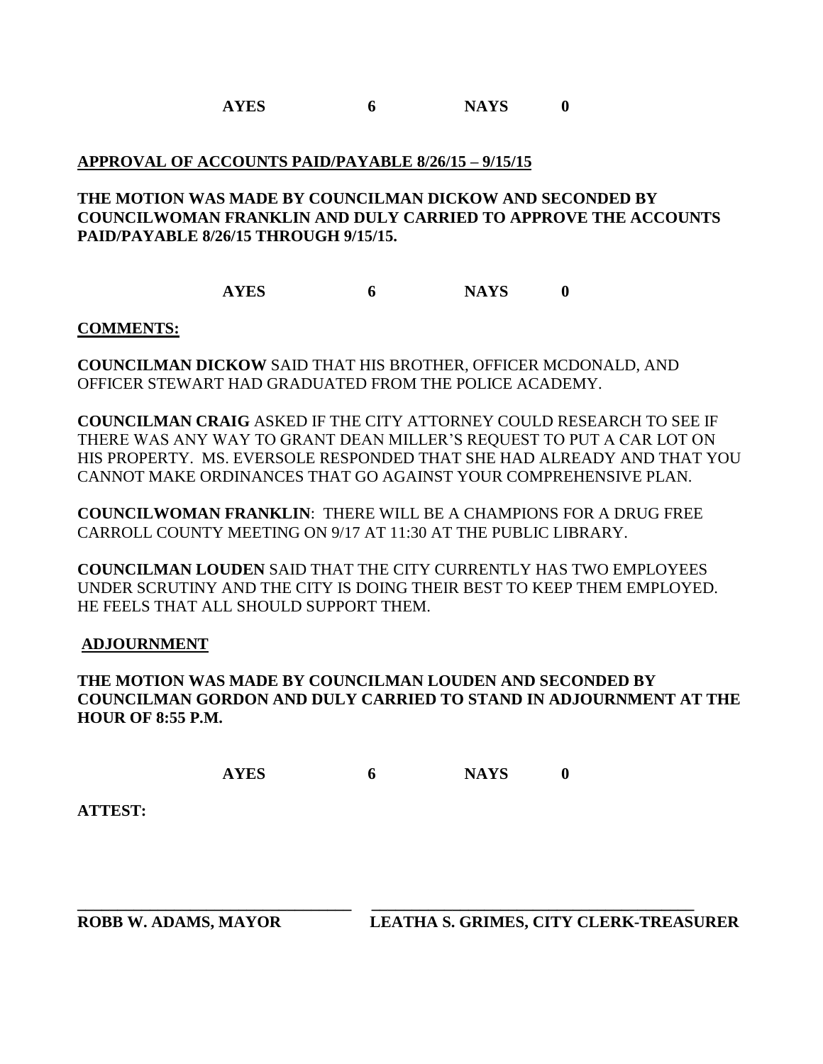**AYES 6 NAYS 0**

**APPROVAL OF ACCOUNTS PAID/PAYABLE 8/26/15 – 9/15/15**

**THE MOTION WAS MADE BY COUNCILMAN DICKOW AND SECONDED BY COUNCILWOMAN FRANKLIN AND DULY CARRIED TO APPROVE THE ACCOUNTS PAID/PAYABLE 8/26/15 THROUGH 9/15/15.**

**AYES 6 NAYS 0**

**COMMENTS:**

**COUNCILMAN DICKOW** SAID THAT HIS BROTHER, OFFICER MCDONALD, AND OFFICER STEWART HAD GRADUATED FROM THE POLICE ACADEMY.

**COUNCILMAN CRAIG** ASKED IF THE CITY ATTORNEY COULD RESEARCH TO SEE IF THERE WAS ANY WAY TO GRANT DEAN MILLER'S REQUEST TO PUT A CAR LOT ON HIS PROPERTY. MS. EVERSOLE RESPONDED THAT SHE HAD ALREADY AND THAT YOU CANNOT MAKE ORDINANCES THAT GO AGAINST YOUR COMPREHENSIVE PLAN.

**COUNCILWOMAN FRANKLIN**: THERE WILL BE A CHAMPIONS FOR A DRUG FREE CARROLL COUNTY MEETING ON 9/17 AT 11:30 AT THE PUBLIC LIBRARY.

**COUNCILMAN LOUDEN** SAID THAT THE CITY CURRENTLY HAS TWO EMPLOYEES UNDER SCRUTINY AND THE CITY IS DOING THEIR BEST TO KEEP THEM EMPLOYED. HE FEELS THAT ALL SHOULD SUPPORT THEM.

**ADJOURNMENT**

**THE MOTION WAS MADE BY COUNCILMAN LOUDEN AND SECONDED BY COUNCILMAN GORDON AND DULY CARRIED TO STAND IN ADJOURNMENT AT THE HOUR OF 8:55 P.M.**

**AYES 6 NAYS 0**

**ATTEST:**

\_\_\_\_\_\_\_\_\_\_\_\_\_\_\_\_\_\_\_\_\_\_\_\_\_\_\_\_\_\_\_\_\_\_\_ \_\_\_\_\_\_\_\_\_\_\_\_\_\_\_\_\_\_\_\_\_\_\_\_\_\_\_\_\_\_\_\_\_\_\_\_\_\_\_\_\_

**ROBB W. ADAMS, MAYOR** **LEATHA S. GRIMES, CITY CLERK-TREASURER**